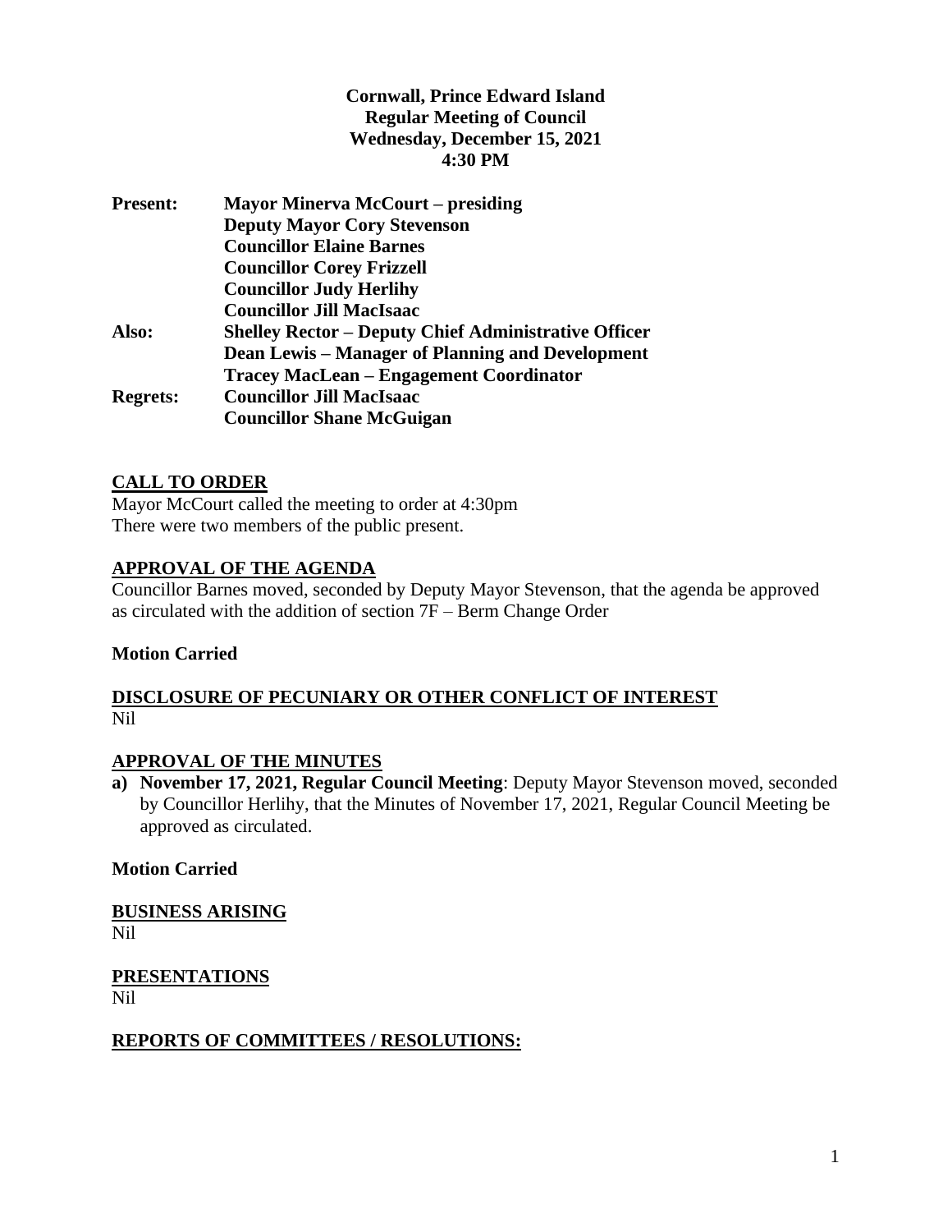**Cornwall, Prince Edward Island**
**Regular Meeting of Council**
**Wednesday, December 15, 2021**
**4:30 PM**

| | |
|---|---|
| **Present:** | **Mayor Minerva McCourt – presiding** |
| | **Deputy Mayor Cory Stevenson** |
| | **Councillor Elaine Barnes** |
| | **Councillor Corey Frizzell** |
| | **Councillor Judy Herlihy** |
| | **Councillor Jill MacIsaac** |
| **Also:** | **Shelley Rector – Deputy Chief Administrative Officer** |
| | **Dean Lewis – Manager of Planning and Development** |
| | **Tracey MacLean – Engagement Coordinator** |
| **Regrets:** | **Councillor Jill MacIsaac** |
| | **Councillor Shane McGuigan** |

## CALL TO ORDER

Mayor McCourt called the meeting to order at 4:30pm
There were two members of the public present.

## APPROVAL OF THE AGENDA

Councillor Barnes moved, seconded by Deputy Mayor Stevenson, that the agenda be approved as circulated with the addition of section 7F – Berm Change Order

**Motion Carried**

## DISCLOSURE OF PECUNIARY OR OTHER CONFLICT OF INTEREST

Nil

## APPROVAL OF THE MINUTES

a) **November 17, 2021, Regular Council Meeting**: Deputy Mayor Stevenson moved, seconded by Councillor Herlihy, that the Minutes of November 17, 2021, Regular Council Meeting be approved as circulated.

**Motion Carried**

## BUSINESS ARISING

Nil

## PRESENTATIONS

Nil

## REPORTS OF COMMITTEES / RESOLUTIONS: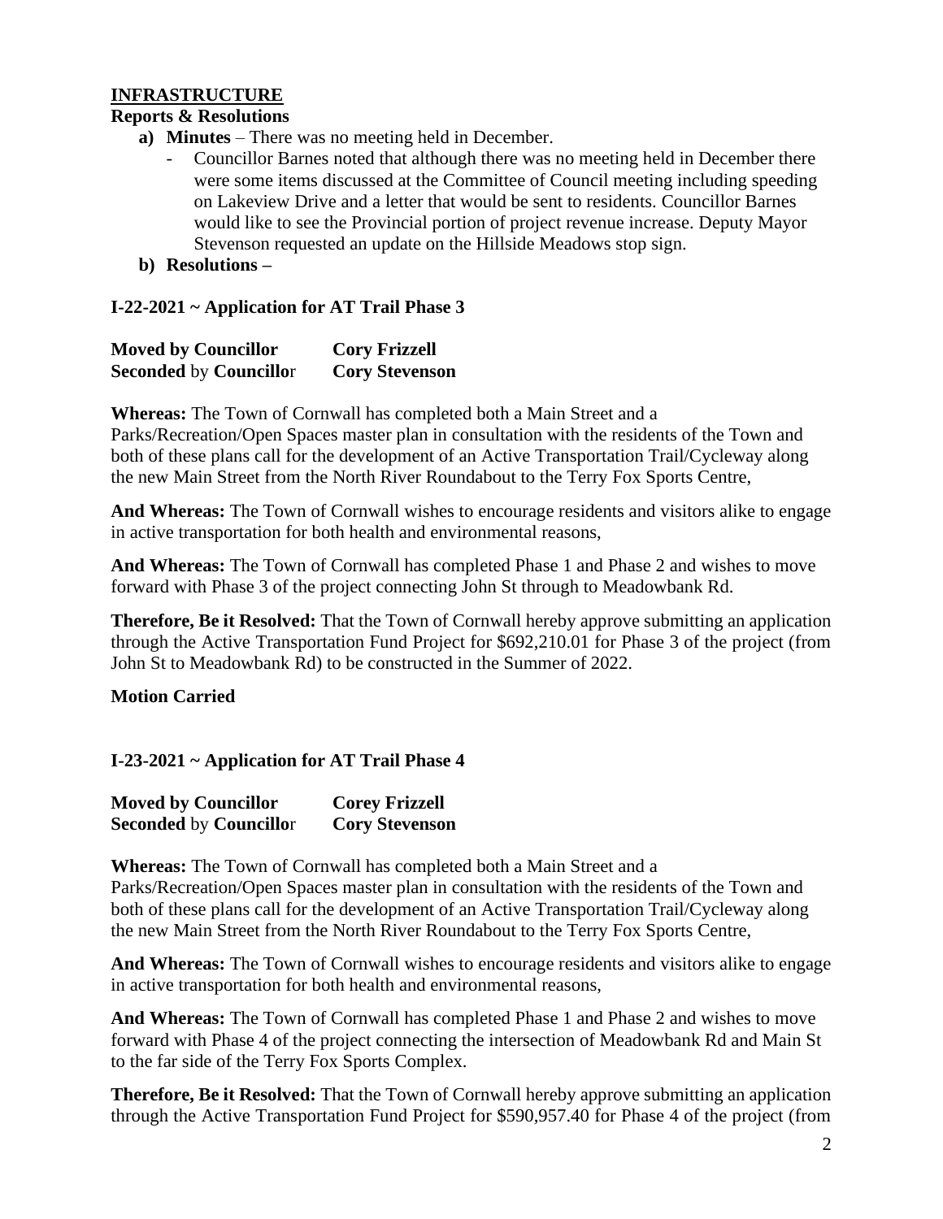## INFRASTRUCTURE

**Reports & Resolutions**

a) **Minutes** – There was no meeting held in December.
   - Councillor Barnes noted that although there was no meeting held in December there were some items discussed at the Committee of Council meeting including speeding on Lakeview Drive and a letter that would be sent to residents. Councillor Barnes would like to see the Provincial portion of project revenue increase. Deputy Mayor Stevenson requested an update on the Hillside Meadows stop sign.

b) **Resolutions –**

### I-22-2021 ~ Application for AT Trail Phase 3

**Moved by Councillor** **Cory Frizzell**
**Seconded** by **Councillo**r **Cory Stevenson**

**Whereas:** The Town of Cornwall has completed both a Main Street and a Parks/Recreation/Open Spaces master plan in consultation with the residents of the Town and both of these plans call for the development of an Active Transportation Trail/Cycleway along the new Main Street from the North River Roundabout to the Terry Fox Sports Centre,

**And Whereas:** The Town of Cornwall wishes to encourage residents and visitors alike to engage in active transportation for both health and environmental reasons,

**And Whereas:** The Town of Cornwall has completed Phase 1 and Phase 2 and wishes to move forward with Phase 3 of the project connecting John St through to Meadowbank Rd.

**Therefore, Be it Resolved:** That the Town of Cornwall hereby approve submitting an application through the Active Transportation Fund Project for $692,210.01 for Phase 3 of the project (from John St to Meadowbank Rd) to be constructed in the Summer of 2022.

**Motion Carried**

### I-23-2021 ~ Application for AT Trail Phase 4

**Moved by Councillor** **Corey Frizzell**
**Seconded** by **Councillo**r **Cory Stevenson**

**Whereas:** The Town of Cornwall has completed both a Main Street and a Parks/Recreation/Open Spaces master plan in consultation with the residents of the Town and both of these plans call for the development of an Active Transportation Trail/Cycleway along the new Main Street from the North River Roundabout to the Terry Fox Sports Centre,

**And Whereas:** The Town of Cornwall wishes to encourage residents and visitors alike to engage in active transportation for both health and environmental reasons,

**And Whereas:** The Town of Cornwall has completed Phase 1 and Phase 2 and wishes to move forward with Phase 4 of the project connecting the intersection of Meadowbank Rd and Main St to the far side of the Terry Fox Sports Complex.

**Therefore, Be it Resolved:** That the Town of Cornwall hereby approve submitting an application through the Active Transportation Fund Project for $590,957.40 for Phase 4 of the project (from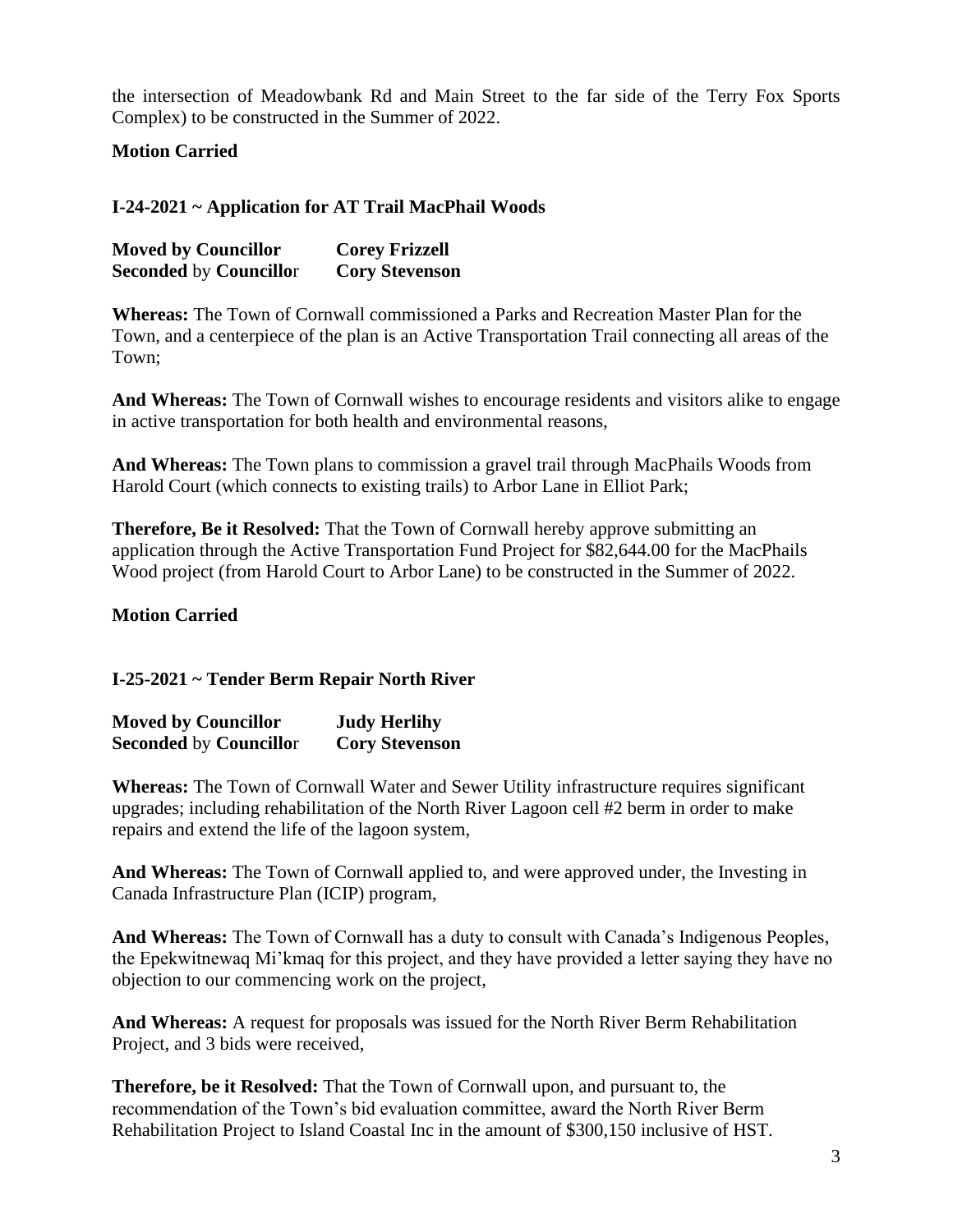the intersection of Meadowbank Rd and Main Street to the far side of the Terry Fox Sports Complex) to be constructed in the Summer of 2022.

**Motion Carried**

**I-24-2021 ~ Application for AT Trail MacPhail Woods**

**Moved by Councillor** **Corey Frizzell**
**Seconded** by **Councillo**r **Cory Stevenson**

**Whereas:** The Town of Cornwall commissioned a Parks and Recreation Master Plan for the Town, and a centerpiece of the plan is an Active Transportation Trail connecting all areas of the Town;

**And Whereas:** The Town of Cornwall wishes to encourage residents and visitors alike to engage in active transportation for both health and environmental reasons,

**And Whereas:** The Town plans to commission a gravel trail through MacPhails Woods from Harold Court (which connects to existing trails) to Arbor Lane in Elliot Park;

**Therefore, Be it Resolved:** That the Town of Cornwall hereby approve submitting an application through the Active Transportation Fund Project for $82,644.00 for the MacPhails Wood project (from Harold Court to Arbor Lane) to be constructed in the Summer of 2022.

**Motion Carried**

**I-25-2021 ~ Tender Berm Repair North River**

**Moved by Councillor** **Judy Herlihy**
**Seconded** by **Councillo**r **Cory Stevenson**

**Whereas:** The Town of Cornwall Water and Sewer Utility infrastructure requires significant upgrades; including rehabilitation of the North River Lagoon cell #2 berm in order to make repairs and extend the life of the lagoon system,

**And Whereas:** The Town of Cornwall applied to, and were approved under, the Investing in Canada Infrastructure Plan (ICIP) program,

**And Whereas:** The Town of Cornwall has a duty to consult with Canada's Indigenous Peoples, the Epekwitnewaq Mi'kmaq for this project, and they have provided a letter saying they have no objection to our commencing work on the project,

**And Whereas:** A request for proposals was issued for the North River Berm Rehabilitation Project, and 3 bids were received,

**Therefore, be it Resolved:** That the Town of Cornwall upon, and pursuant to, the recommendation of the Town's bid evaluation committee, award the North River Berm Rehabilitation Project to Island Coastal Inc in the amount of $300,150 inclusive of HST.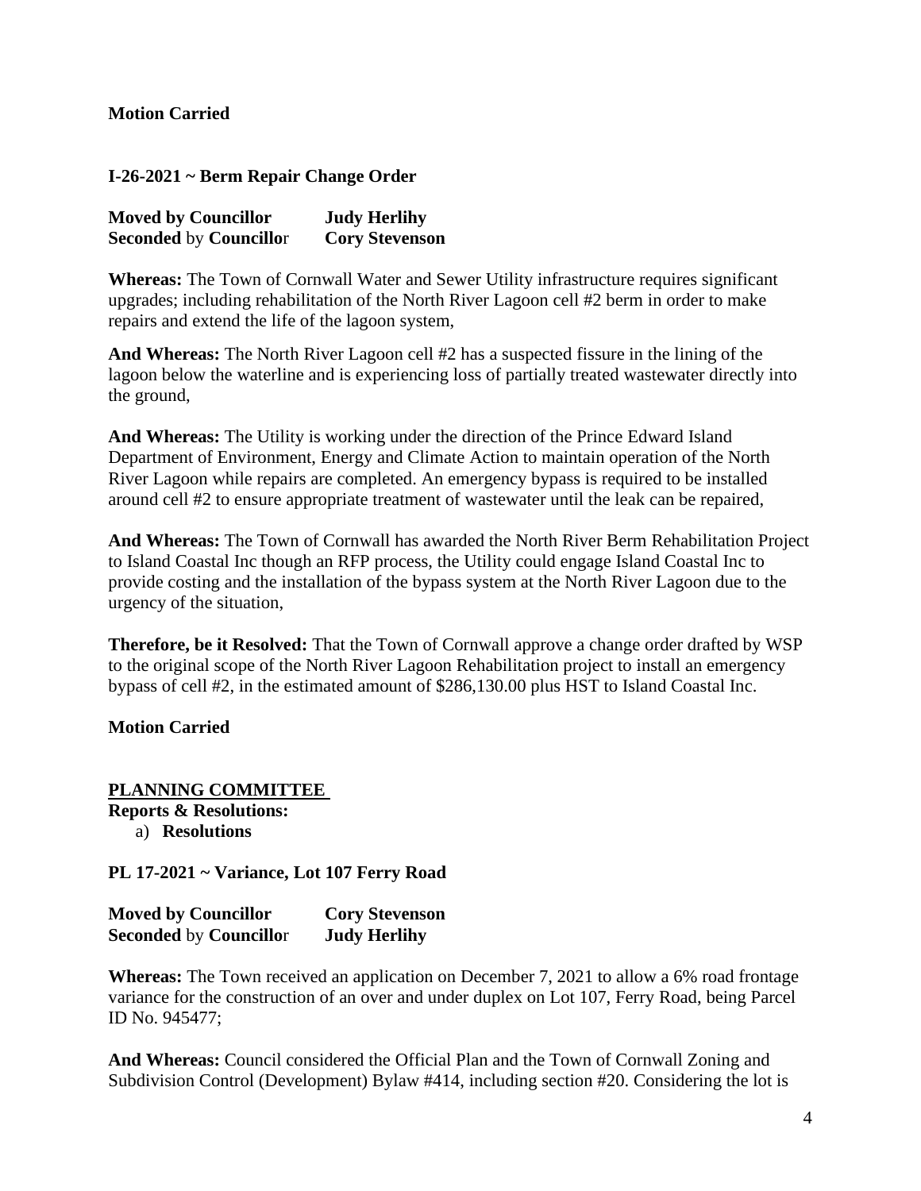**Motion Carried**

**I-26-2021 ~ Berm Repair Change Order**

**Moved by Councillor** **Judy Herlihy**
**Seconded** by **Councillo**r **Cory Stevenson**

**Whereas:** The Town of Cornwall Water and Sewer Utility infrastructure requires significant upgrades; including rehabilitation of the North River Lagoon cell #2 berm in order to make repairs and extend the life of the lagoon system,

**And Whereas:** The North River Lagoon cell #2 has a suspected fissure in the lining of the lagoon below the waterline and is experiencing loss of partially treated wastewater directly into the ground,

**And Whereas:** The Utility is working under the direction of the Prince Edward Island Department of Environment, Energy and Climate Action to maintain operation of the North River Lagoon while repairs are completed. An emergency bypass is required to be installed around cell #2 to ensure appropriate treatment of wastewater until the leak can be repaired,

**And Whereas:** The Town of Cornwall has awarded the North River Berm Rehabilitation Project to Island Coastal Inc though an RFP process, the Utility could engage Island Coastal Inc to provide costing and the installation of the bypass system at the North River Lagoon due to the urgency of the situation,

**Therefore, be it Resolved:** That the Town of Cornwall approve a change order drafted by WSP to the original scope of the North River Lagoon Rehabilitation project to install an emergency bypass of cell #2, in the estimated amount of $286,130.00 plus HST to Island Coastal Inc.

**Motion Carried**

**PLANNING COMMITTEE**
**Reports & Resolutions:**
a) **Resolutions**

**PL 17-2021 ~ Variance, Lot 107 Ferry Road**

**Moved by Councillor** **Cory Stevenson**
**Seconded** by **Councillo**r **Judy Herlihy**

**Whereas:** The Town received an application on December 7, 2021 to allow a 6% road frontage variance for the construction of an over and under duplex on Lot 107, Ferry Road, being Parcel ID No. 945477;

**And Whereas:** Council considered the Official Plan and the Town of Cornwall Zoning and Subdivision Control (Development) Bylaw #414, including section #20. Considering the lot is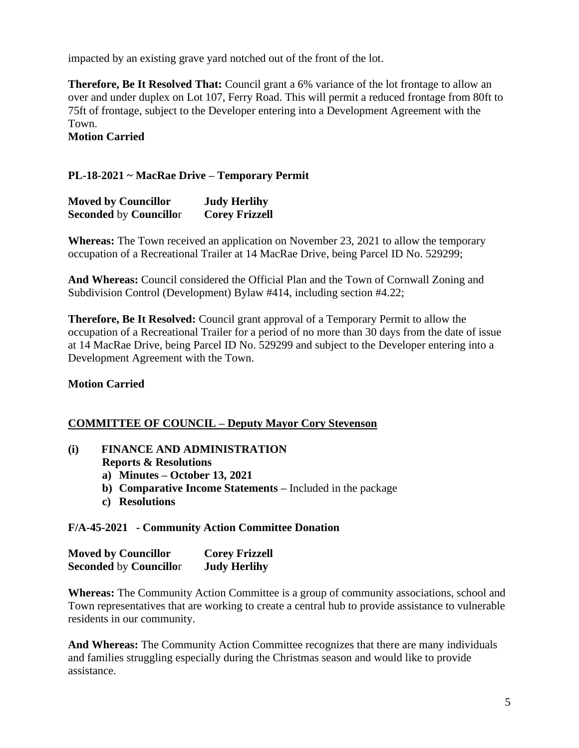impacted by an existing grave yard notched out of the front of the lot.

**Therefore, Be It Resolved That:** Council grant a 6% variance of the lot frontage to allow an over and under duplex on Lot 107, Ferry Road. This will permit a reduced frontage from 80ft to 75ft of frontage, subject to the Developer entering into a Development Agreement with the Town.

**Motion Carried**

**PL-18-2021 ~ MacRae Drive – Temporary Permit**

**Moved by Councillor** **Judy Herlihy**
**Seconded** by **Councillo**r **Corey Frizzell**

**Whereas:** The Town received an application on November 23, 2021 to allow the temporary occupation of a Recreational Trailer at 14 MacRae Drive, being Parcel ID No. 529299;

**And Whereas:** Council considered the Official Plan and the Town of Cornwall Zoning and Subdivision Control (Development) Bylaw #414, including section #4.22;

**Therefore, Be It Resolved:** Council grant approval of a Temporary Permit to allow the occupation of a Recreational Trailer for a period of no more than 30 days from the date of issue at 14 MacRae Drive, being Parcel ID No. 529299 and subject to the Developer entering into a Development Agreement with the Town.

**Motion Carried**

## COMMITTEE OF COUNCIL – Deputy Mayor Cory Stevenson

**(i) FINANCE AND ADMINISTRATION**
**Reports & Resolutions**

a) **Minutes – October 13, 2021**
b) **Comparative Income Statements –** Included in the package
c) **Resolutions**

**F/A-45-2021 - Community Action Committee Donation**

**Moved by Councillor** **Corey Frizzell**
**Seconded** by **Councillo**r **Judy Herlihy**

**Whereas:** The Community Action Committee is a group of community associations, school and Town representatives that are working to create a central hub to provide assistance to vulnerable residents in our community.

**And Whereas:** The Community Action Committee recognizes that there are many individuals and families struggling especially during the Christmas season and would like to provide assistance.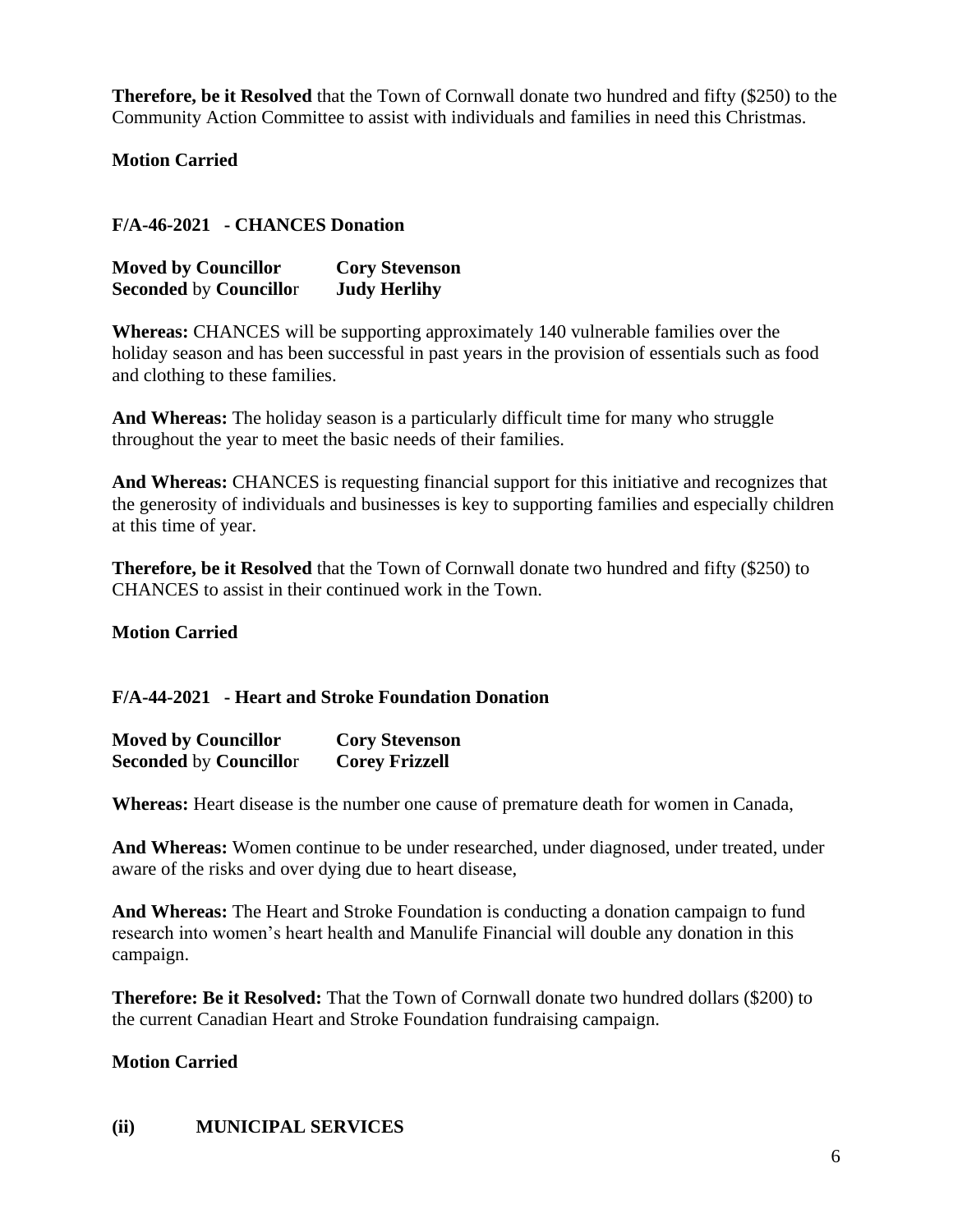**Therefore, be it Resolved** that the Town of Cornwall donate two hundred and fifty ($250) to the Community Action Committee to assist with individuals and families in need this Christmas.

**Motion Carried**

**F/A-46-2021 - CHANCES Donation**

**Moved by Councillor** **Cory Stevenson**
**Seconded** by **Councillo**r **Judy Herlihy**

**Whereas:** CHANCES will be supporting approximately 140 vulnerable families over the holiday season and has been successful in past years in the provision of essentials such as food and clothing to these families.

**And Whereas:** The holiday season is a particularly difficult time for many who struggle throughout the year to meet the basic needs of their families.

**And Whereas:** CHANCES is requesting financial support for this initiative and recognizes that the generosity of individuals and businesses is key to supporting families and especially children at this time of year.

**Therefore, be it Resolved** that the Town of Cornwall donate two hundred and fifty ($250) to CHANCES to assist in their continued work in the Town.

**Motion Carried**

**F/A-44-2021 - Heart and Stroke Foundation Donation**

**Moved by Councillor** **Cory Stevenson**
**Seconded** by **Councillo**r **Corey Frizzell**

**Whereas:** Heart disease is the number one cause of premature death for women in Canada,

**And Whereas:** Women continue to be under researched, under diagnosed, under treated, under aware of the risks and over dying due to heart disease,

**And Whereas:** The Heart and Stroke Foundation is conducting a donation campaign to fund research into women's heart health and Manulife Financial will double any donation in this campaign.

**Therefore: Be it Resolved:** That the Town of Cornwall donate two hundred dollars ($200) to the current Canadian Heart and Stroke Foundation fundraising campaign.

**Motion Carried**

**(ii) MUNICIPAL SERVICES**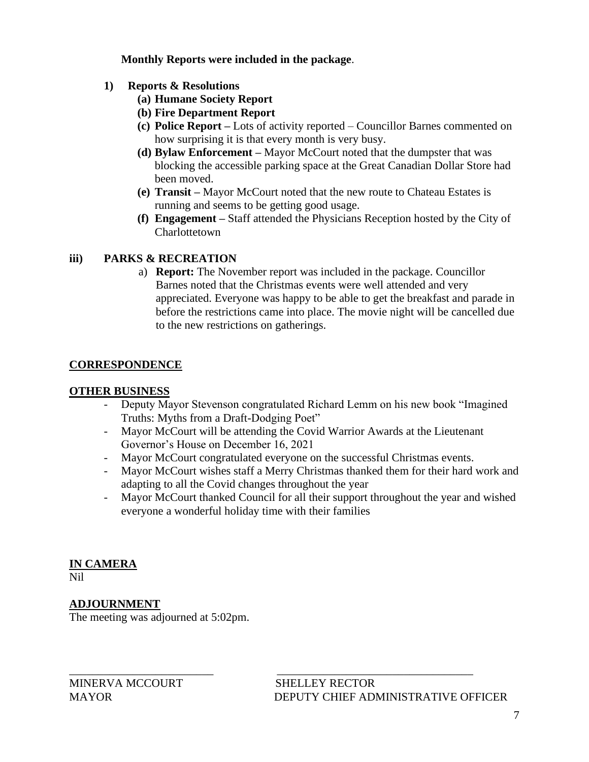**Monthly Reports were included in the package**.

1) **Reports & Resolutions**
   - **(a) Humane Society Report**
   - **(b) Fire Department Report**
   - **(c) Police Report –** Lots of activity reported – Councillor Barnes commented on how surprising it is that every month is very busy.
   - **(d) Bylaw Enforcement –** Mayor McCourt noted that the dumpster that was blocking the accessible parking space at the Great Canadian Dollar Store had been moved.
   - **(e) Transit –** Mayor McCourt noted that the new route to Chateau Estates is running and seems to be getting good usage.
   - **(f) Engagement –** Staff attended the Physicians Reception hosted by the City of Charlottetown

**iii) PARKS & RECREATION**

a) **Report:** The November report was included in the package. Councillor Barnes noted that the Christmas events were well attended and very appreciated. Everyone was happy to be able to get the breakfast and parade in before the restrictions came into place. The movie night will be cancelled due to the new restrictions on gatherings.

## CORRESPONDENCE

## OTHER BUSINESS

- Deputy Mayor Stevenson congratulated Richard Lemm on his new book "Imagined Truths: Myths from a Draft-Dodging Poet"
- Mayor McCourt will be attending the Covid Warrior Awards at the Lieutenant Governor's House on December 16, 2021
- Mayor McCourt congratulated everyone on the successful Christmas events.
- Mayor McCourt wishes staff a Merry Christmas thanked them for their hard work and adapting to all the Covid changes throughout the year
- Mayor McCourt thanked Council for all their support throughout the year and wished everyone a wonderful holiday time with their families

## IN CAMERA

Nil

## ADJOURNMENT

The meeting was adjourned at 5:02pm.

\_\_\_\_\_\_\_\_\_\_\_\_\_\_\_\_\_\_\_\_\_\_\_\_\_\_ \_\_\_\_\_\_\_\_\_\_\_\_\_\_\_\_\_\_\_\_\_\_\_\_\_\_\_\_\_\_\_\_\_\_\_\_

MINERVA MCCOURT
MAYOR

SHELLEY RECTOR
DEPUTY CHIEF ADMINISTRATIVE OFFICER